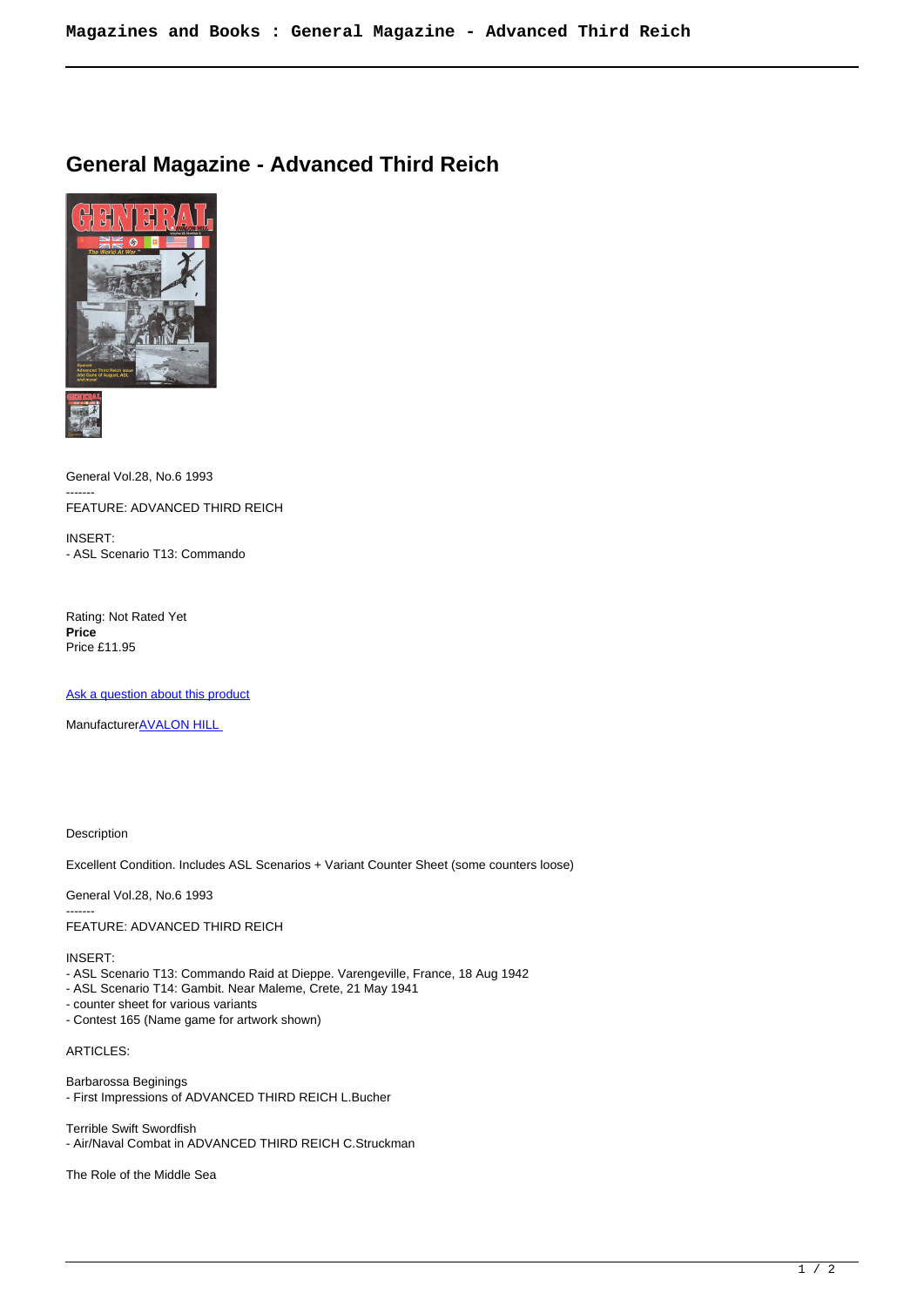# General Magazine - Advanced Third Reich

General Vol.28, No.6 1993

-------

FEATURE: ADVANCED THIRD REICH

INSERT:

- ASL Scenario T13: Commando

Rating: Not Rated Yet

**Price**

Price £11.95

[Ask a question about this product]

Manufacturer[AVALON HILL]

Description

Excellent Condition. Includes ASL Scenarios + Variant Counter Sheet (some counters loose)

General Vol.28, No.6 1993

-------

FEATURE: ADVANCED THIRD REICH

INSERT:

- ASL Scenario T13: Commando Raid at Dieppe. Varengeville, France, 18 Aug 1942
- ASL Scenario T14: Gambit. Near Maleme, Crete, 21 May 1941
- counter sheet for various variants
- Contest 165 (Name game for artwork shown)

ARTICLES:

Barbarossa Beginings
- First Impressions of ADVANCED THIRD REICH L.Bucher

Terrible Swift Swordfish
- Air/Naval Combat in ADVANCED THIRD REICH C.Struckman

The Role of the Middle Sea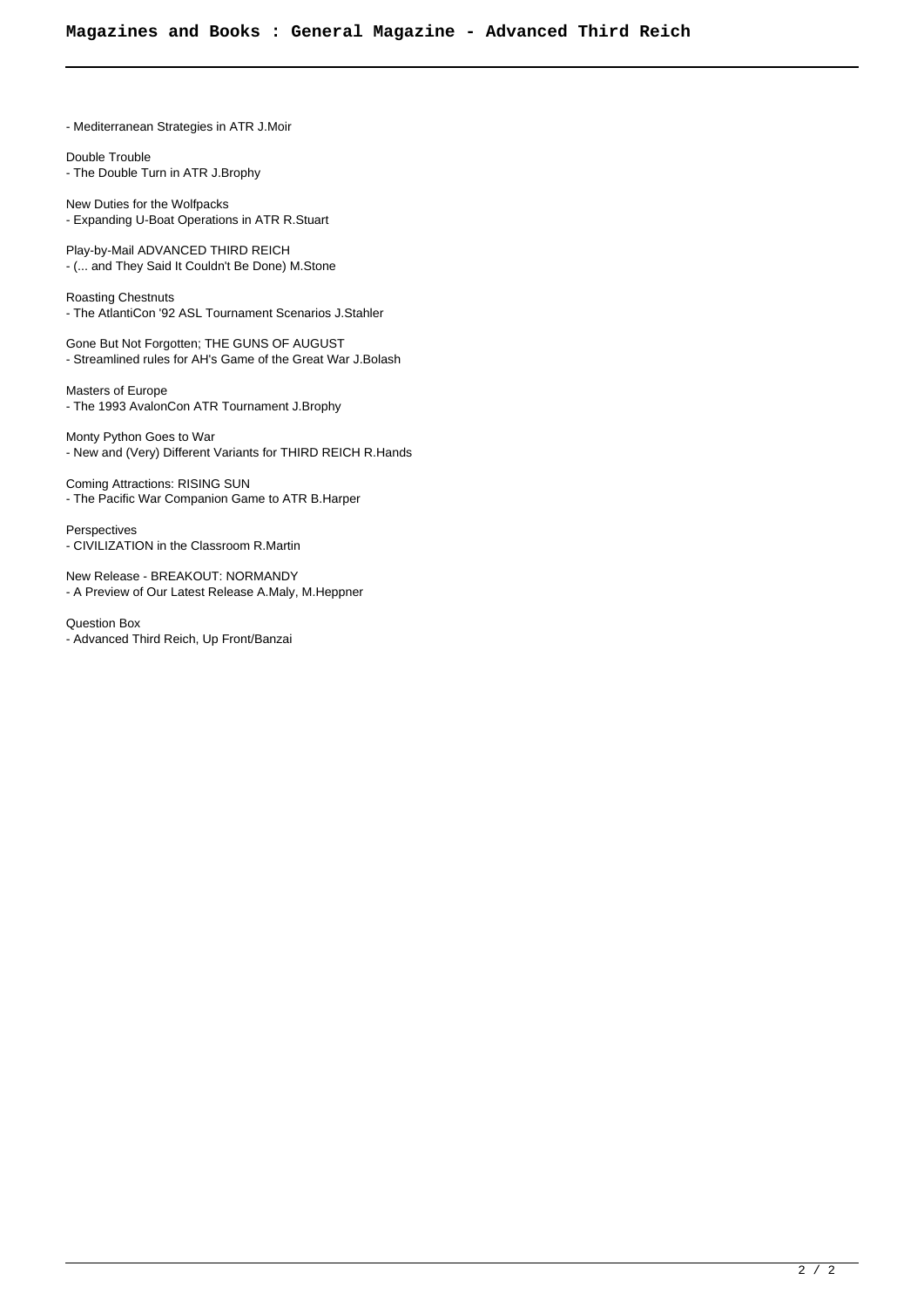- Mediterranean Strategies in ATR J.Moir

Double Trouble
- The Double Turn in ATR J.Brophy

New Duties for the Wolfpacks
- Expanding U-Boat Operations in ATR R.Stuart

Play-by-Mail ADVANCED THIRD REICH
- (... and They Said It Couldn't Be Done) M.Stone

Roasting Chestnuts
- The AtlantiCon '92 ASL Tournament Scenarios J.Stahler

Gone But Not Forgotten; THE GUNS OF AUGUST
- Streamlined rules for AH's Game of the Great War J.Bolash

Masters of Europe
- The 1993 AvalonCon ATR Tournament J.Brophy

Monty Python Goes to War
- New and (Very) Different Variants for THIRD REICH R.Hands

Coming Attractions: RISING SUN
- The Pacific War Companion Game to ATR B.Harper

Perspectives
- CIVILIZATION in the Classroom R.Martin

New Release - BREAKOUT: NORMANDY
- A Preview of Our Latest Release A.Maly, M.Heppner

Question Box
- Advanced Third Reich, Up Front/Banzai